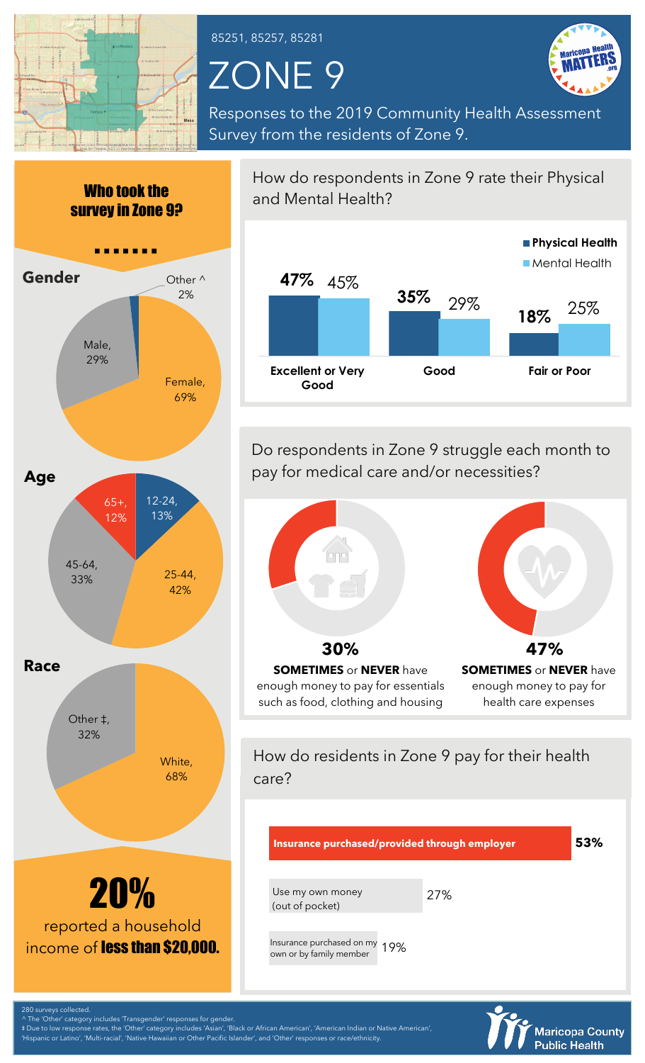85251, 85257, 85281

# ZONE 9

Responses to the 2019 Community Health Assessment Survey from the residents of Zone 9.

## Who took the survey in Zone 9?

### Gender

- Female, 69%
- Male, 29%
- Other ^ 2%

### Age

- 12-24, 13%
- 25-44, 42%
- 45-64, 33%
- 65+, 12%

### Race

- White, 68%
- Other ‡, 32%

**20%** reported a household income of **less than $20,000.**

## How do respondents in Zone 9 rate their Physical and Mental Health?

| | Physical Health | Mental Health |
|---|---|---|
| Excellent or Very Good | 47% | 45% |
| Good | 35% | 29% |
| Fair or Poor | 18% | 25% |

## Do respondents in Zone 9 struggle each month to pay for medical care and/or necessities?

**30%** **SOMETIMES** or **NEVER** have enough money to pay for essentials such as food, clothing and housing

**47%** **SOMETIMES** or **NEVER** have enough money to pay for health care expenses

## How do residents in Zone 9 pay for their health care?

| Payment method | Percent |
|---|---|
| Insurance purchased/provided through employer | 53% |
| Use my own money (out of pocket) | 27% |
| Insurance purchased on my own or by family member | 19% |

280 surveys collected.

^ The 'Other' category includes 'Transgender' responses for gender.

‡ Due to low response rates, the 'Other' category includes 'Asian', 'Black or African American', 'American Indian or Native American', 'Hispanic or Latino', 'Multi-racial', 'Native Hawaiian or Other Pacific Islander', and 'Other' responses or race/ethnicity.

Maricopa County Public Health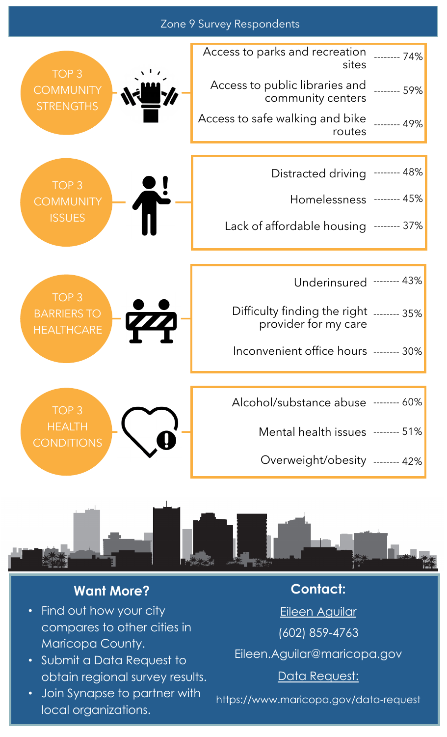## Zone 9 Survey Respondents

### TOP 3 COMMUNITY STRENGTHS

- Access to parks and recreation sites -------- 74%
- Access to public libraries and community centers -------- 59%
- Access to safe walking and bike routes -------- 49%

### TOP 3 COMMUNITY ISSUES

- Distracted driving -------- 48%
- Homelessness -------- 45%
- Lack of affordable housing -------- 37%

### TOP 3 BARRIERS TO HEALTHCARE

- Underinsured -------- 43%
- Difficulty finding the right provider for my care -------- 35%
- Inconvenient office hours -------- 30%

### TOP 3 HEALTH CONDITIONS

- Alcohol/substance abuse -------- 60%
- Mental health issues -------- 51%
- Overweight/obesity -------- 42%

**Want More?**

- Find out how your city compares to other cities in Maricopa County.
- Submit a Data Request to obtain regional survey results.
- Join Synapse to partner with local organizations.

**Contact:**

Eileen Aguilar

(602) 859-4763

Eileen.Aguilar@maricopa.gov

Data Request:

https://www.maricopa.gov/data-request